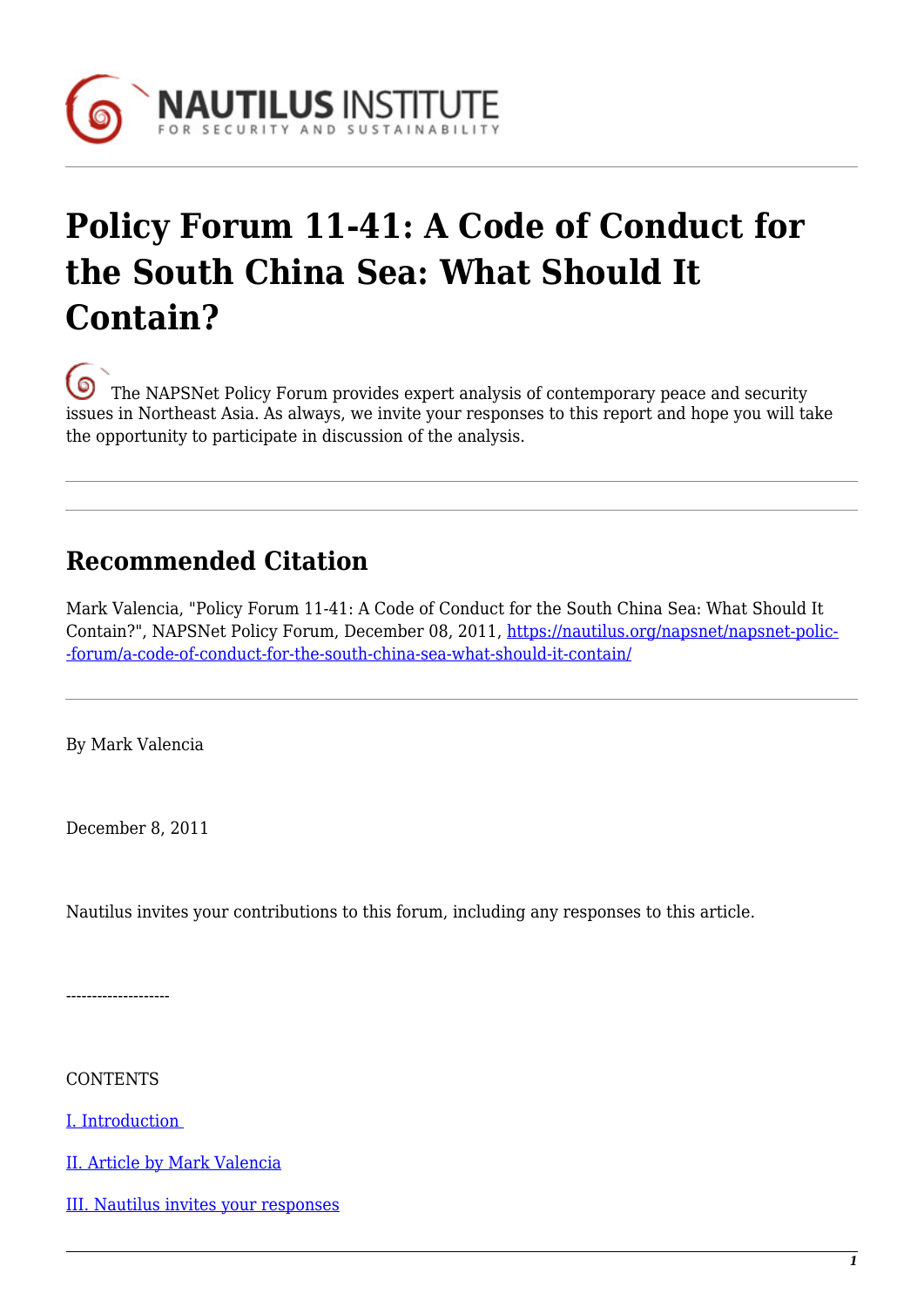# Policy Forum 11-41: A Code of Conduct for the South China Sea: What Should It Contain?

The NAPSNet Policy Forum provides expert analysis of contemporary peace and security issues in Northeast Asia. As always, we invite your responses to this report and hope you will take the opportunity to participate in discussion of the analysis.

---

---

## Recommended Citation

Mark Valencia, "Policy Forum 11-41: A Code of Conduct for the South China Sea: What Should It Contain?", NAPSNet Policy Forum, December 08, 2011, [https://nautilus.org/napsnet/napsnet-policy-forum/a-code-of-conduct-for-the-south-china-sea-what-should-it-contain/](https://nautilus.org/napsnet/napsnet-policy-forum/a-code-of-conduct-for-the-south-china-sea-what-should-it-contain/)

---

By Mark Valencia

December 8, 2011

Nautilus invites your contributions to this forum, including any responses to this article.

--------------------

CONTENTS

[I. Introduction](#)

[II. Article by Mark Valencia](#)

[III. Nautilus invites your responses](#)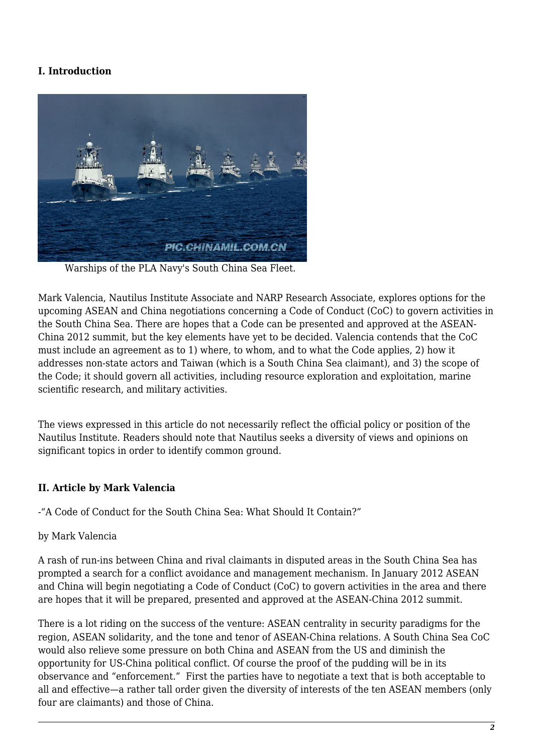## I. Introduction

Warships of the PLA Navy's South China Sea Fleet.

Mark Valencia, Nautilus Institute Associate and NARP Research Associate, explores options for the upcoming ASEAN and China negotiations concerning a Code of Conduct (CoC) to govern activities in the South China Sea. There are hopes that a Code can be presented and approved at the ASEAN-China 2012 summit, but the key elements have yet to be decided. Valencia contends that the CoC must include an agreement as to 1) where, to whom, and to what the Code applies, 2) how it addresses non-state actors and Taiwan (which is a South China Sea claimant), and 3) the scope of the Code; it should govern all activities, including resource exploration and exploitation, marine scientific research, and military activities.

The views expressed in this article do not necessarily reflect the official policy or position of the Nautilus Institute. Readers should note that Nautilus seeks a diversity of views and opinions on significant topics in order to identify common ground.

## II. Article by Mark Valencia

-"A Code of Conduct for the South China Sea: What Should It Contain?"

by Mark Valencia

A rash of run-ins between China and rival claimants in disputed areas in the South China Sea has prompted a search for a conflict avoidance and management mechanism. In January 2012 ASEAN and China will begin negotiating a Code of Conduct (CoC) to govern activities in the area and there are hopes that it will be prepared, presented and approved at the ASEAN-China 2012 summit.

There is a lot riding on the success of the venture: ASEAN centrality in security paradigms for the region, ASEAN solidarity, and the tone and tenor of ASEAN-China relations. A South China Sea CoC would also relieve some pressure on both China and ASEAN from the US and diminish the opportunity for US-China political conflict. Of course the proof of the pudding will be in its observance and "enforcement." First the parties have to negotiate a text that is both acceptable to all and effective—a rather tall order given the diversity of interests of the ten ASEAN members (only four are claimants) and those of China.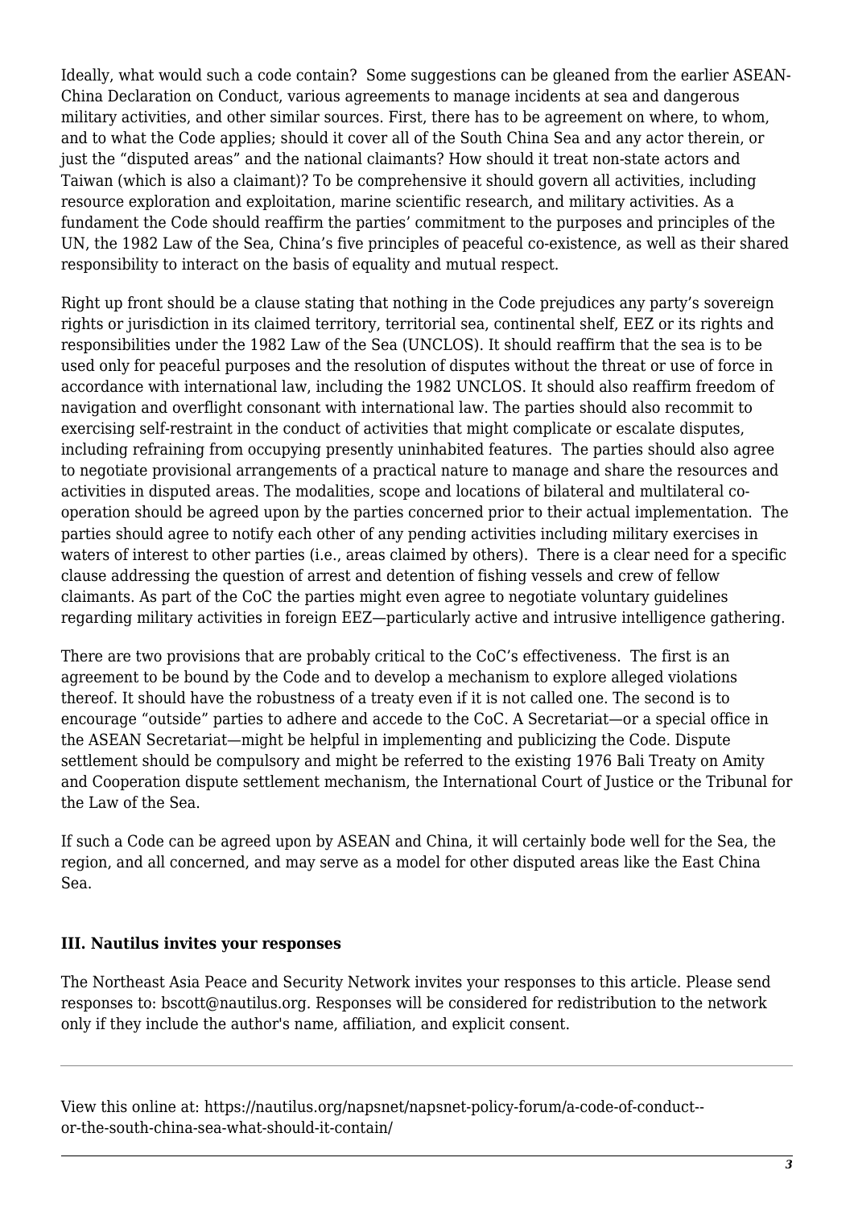Ideally, what would such a code contain? Some suggestions can be gleaned from the earlier ASEAN-China Declaration on Conduct, various agreements to manage incidents at sea and dangerous military activities, and other similar sources. First, there has to be agreement on where, to whom, and to what the Code applies; should it cover all of the South China Sea and any actor therein, or just the "disputed areas" and the national claimants? How should it treat non-state actors and Taiwan (which is also a claimant)? To be comprehensive it should govern all activities, including resource exploration and exploitation, marine scientific research, and military activities. As a fundament the Code should reaffirm the parties' commitment to the purposes and principles of the UN, the 1982 Law of the Sea, China's five principles of peaceful co-existence, as well as their shared responsibility to interact on the basis of equality and mutual respect.

Right up front should be a clause stating that nothing in the Code prejudices any party's sovereign rights or jurisdiction in its claimed territory, territorial sea, continental shelf, EEZ or its rights and responsibilities under the 1982 Law of the Sea (UNCLOS). It should reaffirm that the sea is to be used only for peaceful purposes and the resolution of disputes without the threat or use of force in accordance with international law, including the 1982 UNCLOS. It should also reaffirm freedom of navigation and overflight consonant with international law. The parties should also recommit to exercising self-restraint in the conduct of activities that might complicate or escalate disputes, including refraining from occupying presently uninhabited features. The parties should also agree to negotiate provisional arrangements of a practical nature to manage and share the resources and activities in disputed areas. The modalities, scope and locations of bilateral and multilateral co-operation should be agreed upon by the parties concerned prior to their actual implementation. The parties should agree to notify each other of any pending activities including military exercises in waters of interest to other parties (i.e., areas claimed by others). There is a clear need for a specific clause addressing the question of arrest and detention of fishing vessels and crew of fellow claimants. As part of the CoC the parties might even agree to negotiate voluntary guidelines regarding military activities in foreign EEZ—particularly active and intrusive intelligence gathering.

There are two provisions that are probably critical to the CoC's effectiveness. The first is an agreement to be bound by the Code and to develop a mechanism to explore alleged violations thereof. It should have the robustness of a treaty even if it is not called one. The second is to encourage "outside" parties to adhere and accede to the CoC. A Secretariat—or a special office in the ASEAN Secretariat—might be helpful in implementing and publicizing the Code. Dispute settlement should be compulsory and might be referred to the existing 1976 Bali Treaty on Amity and Cooperation dispute settlement mechanism, the International Court of Justice or the Tribunal for the Law of the Sea.

If such a Code can be agreed upon by ASEAN and China, it will certainly bode well for the Sea, the region, and all concerned, and may serve as a model for other disputed areas like the East China Sea.

### III. Nautilus invites your responses

The Northeast Asia Peace and Security Network invites your responses to this article. Please send responses to: bscott@nautilus.org. Responses will be considered for redistribution to the network only if they include the author's name, affiliation, and explicit consent.

---

View this online at: https://nautilus.org/napsnet/napsnet-policy-forum/a-code-of-conduct--or-the-south-china-sea-what-should-it-contain/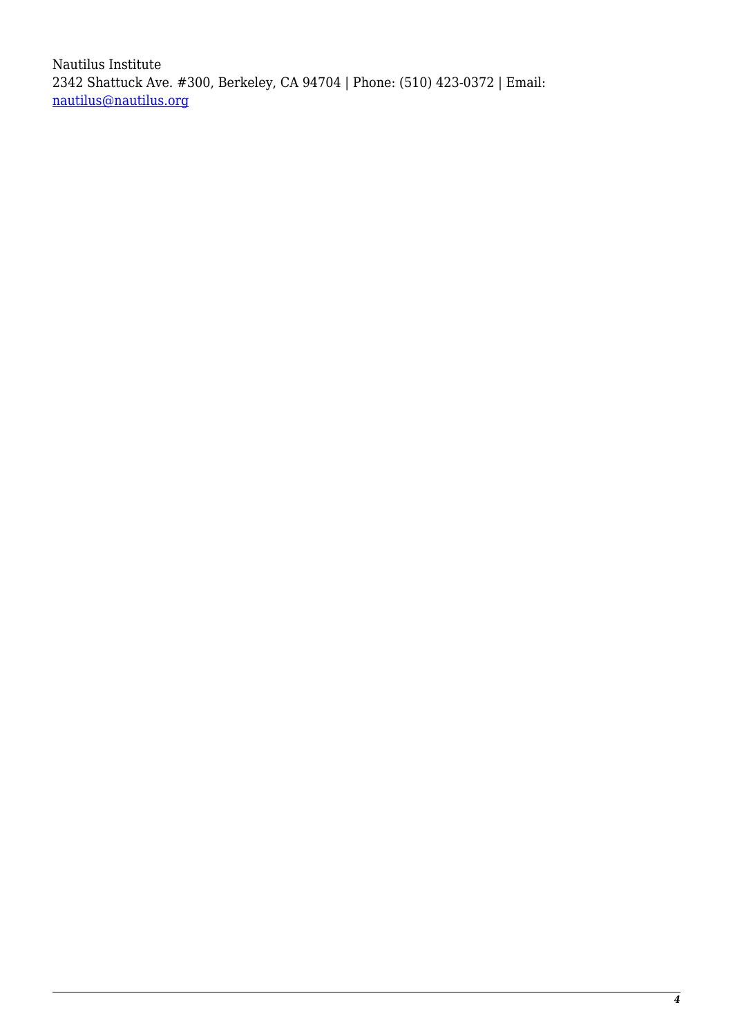Nautilus Institute
2342 Shattuck Ave. #300, Berkeley, CA 94704 | Phone: (510) 423-0372 | Email: [nautilus@nautilus.org](mailto:nautilus@nautilus.org)